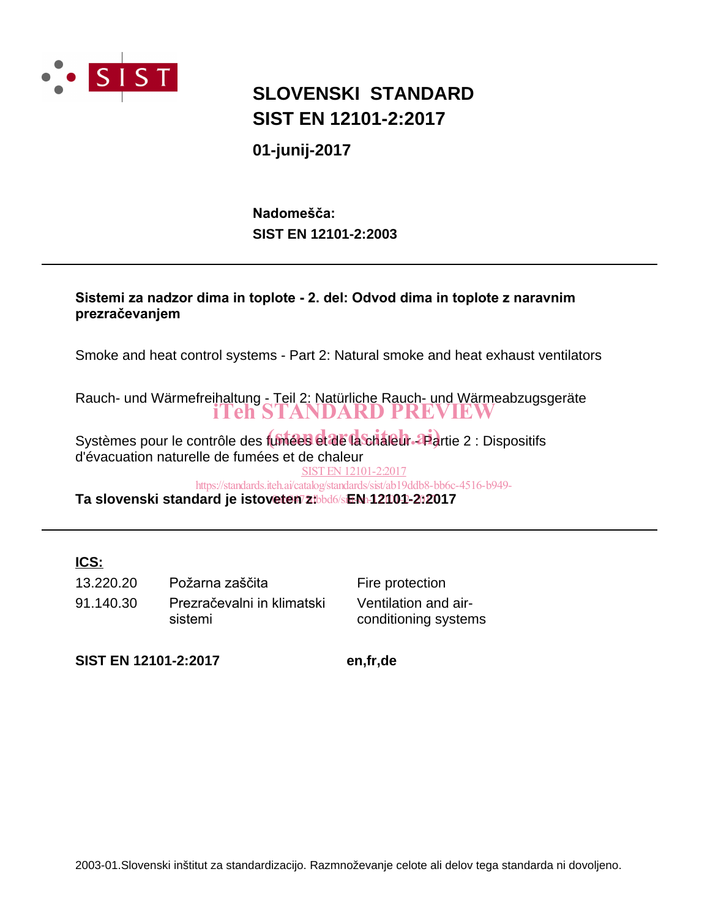SIST

# SLOVENSKI STANDARD
# SIST EN 12101-2:2017

**01-junij-2017**

**Nadomešča:**
**SIST EN 12101-2:2003**

---

**Sistemi za nadzor dima in toplote - 2. del: Odvod dima in toplote z naravnim prezračevanjem**

Smoke and heat control systems - Part 2: Natural smoke and heat exhaust ventilators

Rauch- und Wärmefreihaltung - Teil 2: Natürliche Rauch- und Wärmeabzugsgeräte

Systèmes pour le contrôle des fumées et de la chaleur - Partie 2 : Dispositifs d'évacuation naturelle de fumées et de chaleur

**Ta slovenski standard je istoveten z: EN 12101-2:2017**

---

**ICS:**

| | | |
|---|---|---|
| 13.220.20 | Požarna zaščita | Fire protection |
| 91.140.30 | Prezračevalni in klimatski sistemi | Ventilation and air-conditioning systems |

**SIST EN 12101-2:2017** **en,fr,de**

2003-01.Slovenski inštitut za standardizacijo. Razmnoževanje celote ali delov tega standarda ni dovoljeno.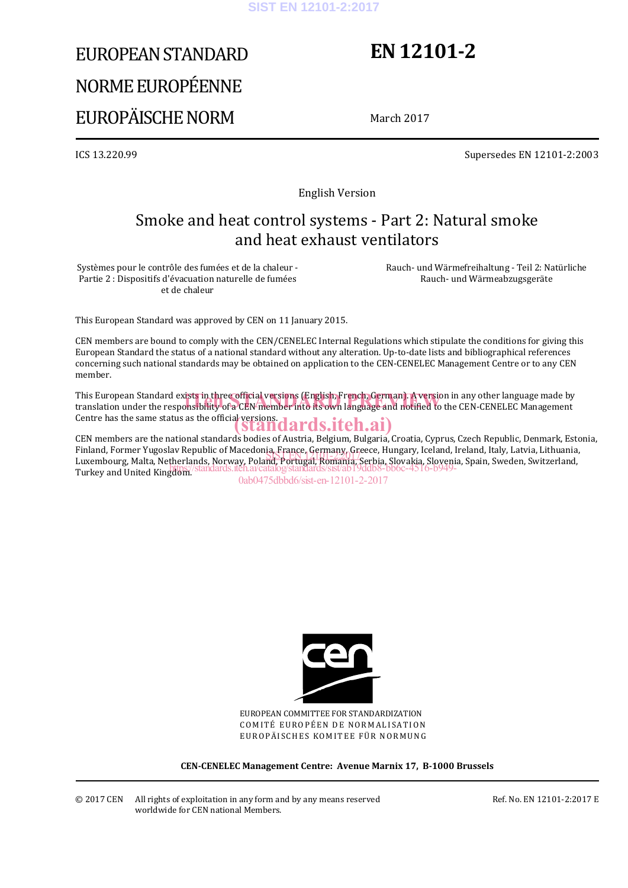# EUROPEAN STANDARD
# NORME EUROPÉENNE
# EUROPÄISCHE NORM

# EN 12101-2

March 2017

ICS 13.220.99

Supersedes EN 12101-2:2003

English Version

## Smoke and heat control systems - Part 2: Natural smoke and heat exhaust ventilators

Systèmes pour le contrôle des fumées et de la chaleur - Partie 2 : Dispositifs d'évacuation naturelle de fumées et de chaleur

Rauch- und Wärmefreihaltung - Teil 2: Natürliche Rauch- und Wärmeabzugsgeräte

This European Standard was approved by CEN on 11 January 2015.

CEN members are bound to comply with the CEN/CENELEC Internal Regulations which stipulate the conditions for giving this European Standard the status of a national standard without any alteration. Up-to-date lists and bibliographical references concerning such national standards may be obtained on application to the CEN-CENELEC Management Centre or to any CEN member.

This European Standard exists in three official versions (English, French, German). A version in any other language made by translation under the responsibility of a CEN member into its own language and notified to the CEN-CENELEC Management Centre has the same status as the official versions.

CEN members are the national standards bodies of Austria, Belgium, Bulgaria, Croatia, Cyprus, Czech Republic, Denmark, Estonia, Finland, Former Yugoslav Republic of Macedonia, France, Germany, Greece, Hungary, Iceland, Ireland, Italy, Latvia, Lithuania, Luxembourg, Malta, Netherlands, Norway, Poland, Portugal, Romania, Serbia, Slovakia, Slovenia, Spain, Sweden, Switzerland, Turkey and United Kingdom.

EUROPEAN COMMITTEE FOR STANDARDIZATION
COMITÉ EUROPÉEN DE NORMALISATION
EUROPÄISCHES KOMITEE FÜR NORMUNG

**CEN-CENELEC Management Centre: Avenue Marnix 17, B-1000 Brussels**

© 2017 CEN All rights of exploitation in any form and by any means reserved worldwide for CEN national Members.

Ref. No. EN 12101-2:2017 E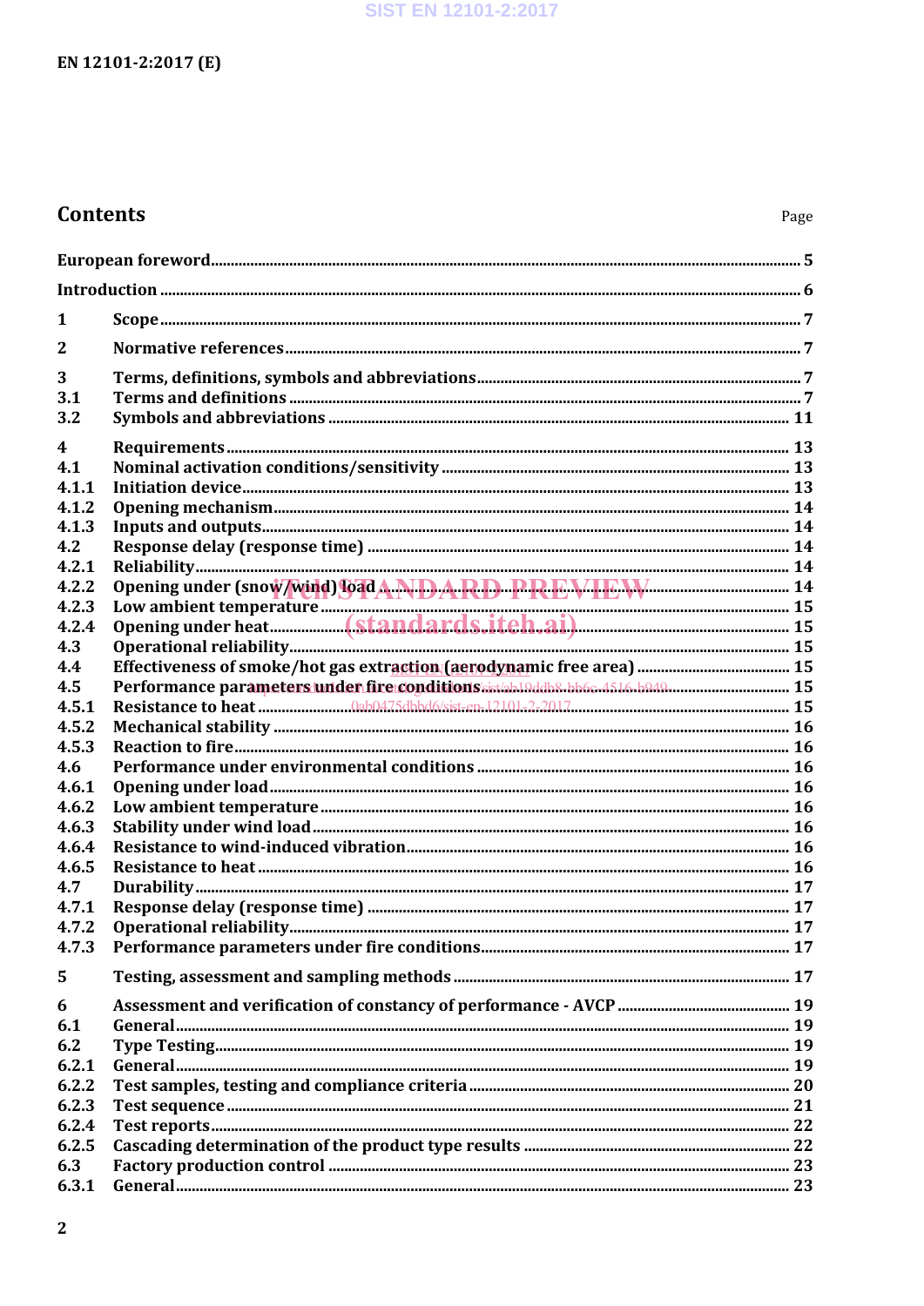# Contents

| | | Page |
|---|---|---|
| European foreword | | 5 |
| Introduction | | 6 |
| 1 | Scope | 7 |
| 2 | Normative references | 7 |
| 3 | Terms, definitions, symbols and abbreviations | 7 |
| 3.1 | Terms and definitions | 7 |
| 3.2 | Symbols and abbreviations | 11 |
| 4 | Requirements | 13 |
| 4.1 | Nominal activation conditions/sensitivity | 13 |
| 4.1.1 | Initiation device | 13 |
| 4.1.2 | Opening mechanism | 14 |
| 4.1.3 | Inputs and outputs | 14 |
| 4.2 | Response delay (response time) | 14 |
| 4.2.1 | Reliability | 14 |
| 4.2.2 | Opening under (snow/wind) load | 14 |
| 4.2.3 | Low ambient temperature | 15 |
| 4.2.4 | Opening under heat | 15 |
| 4.3 | Operational reliability | 15 |
| 4.4 | Effectiveness of smoke/hot gas extraction (aerodynamic free area) | 15 |
| 4.5 | Performance parameters under fire conditions | 15 |
| 4.5.1 | Resistance to heat | 15 |
| 4.5.2 | Mechanical stability | 16 |
| 4.5.3 | Reaction to fire | 16 |
| 4.6 | Performance under environmental conditions | 16 |
| 4.6.1 | Opening under load | 16 |
| 4.6.2 | Low ambient temperature | 16 |
| 4.6.3 | Stability under wind load | 16 |
| 4.6.4 | Resistance to wind-induced vibration | 16 |
| 4.6.5 | Resistance to heat | 16 |
| 4.7 | Durability | 17 |
| 4.7.1 | Response delay (response time) | 17 |
| 4.7.2 | Operational reliability | 17 |
| 4.7.3 | Performance parameters under fire conditions | 17 |
| 5 | Testing, assessment and sampling methods | 17 |
| 6 | Assessment and verification of constancy of performance - AVCP | 19 |
| 6.1 | General | 19 |
| 6.2 | Type Testing | 19 |
| 6.2.1 | General | 19 |
| 6.2.2 | Test samples, testing and compliance criteria | 20 |
| 6.2.3 | Test sequence | 21 |
| 6.2.4 | Test reports | 22 |
| 6.2.5 | Cascading determination of the product type results | 22 |
| 6.3 | Factory production control | 23 |
| 6.3.1 | General | 23 |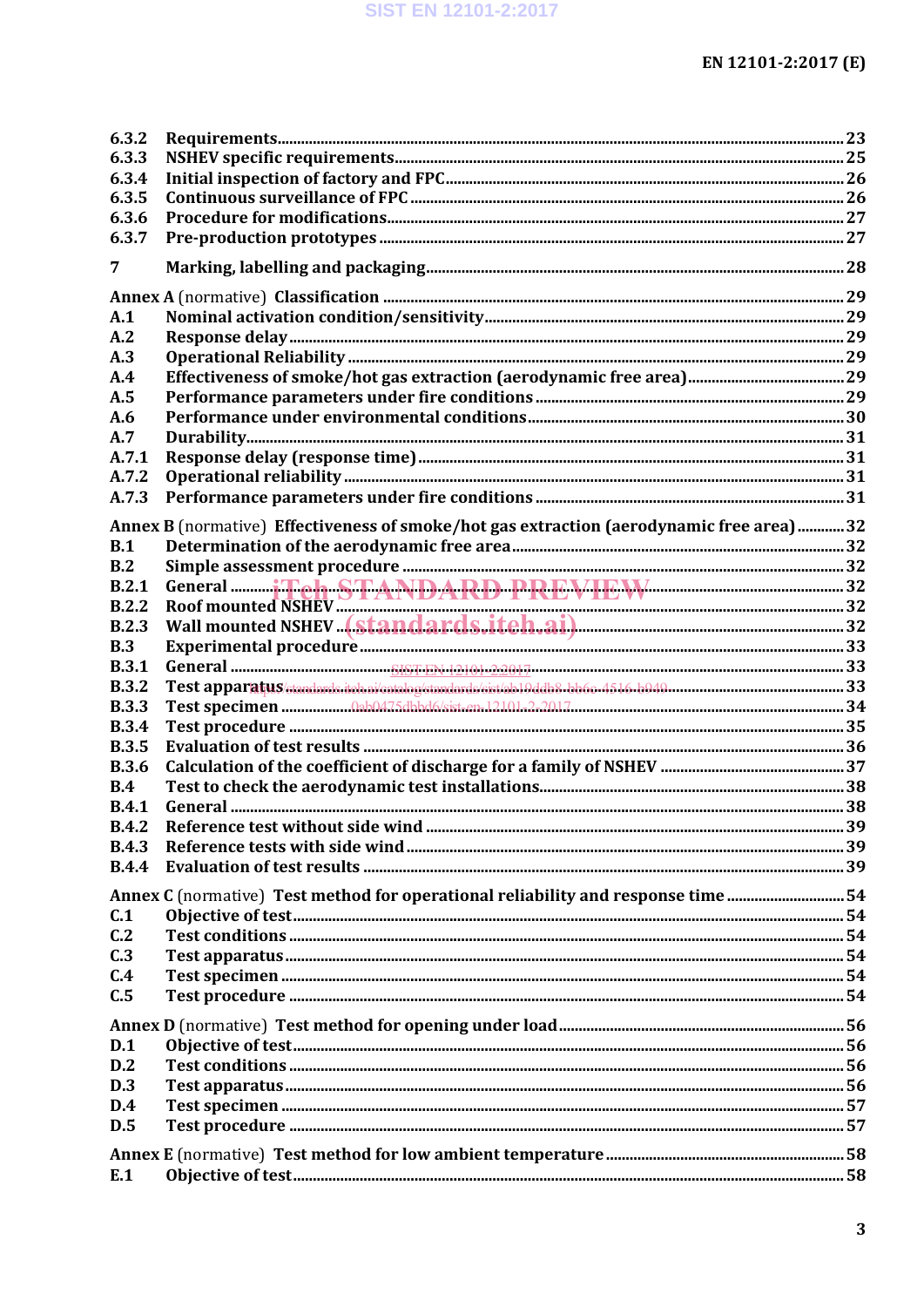6.3.2 Requirements ........................................................................................................................................ 23
6.3.3 NSHEV specific requirements ............................................................................................................ 25
6.3.4 Initial inspection of factory and FPC ............................................................................................... 26
6.3.5 Continuous surveillance of FPC ........................................................................................................ 26
6.3.6 Procedure for modifications .............................................................................................................. 27
6.3.7 Pre-production prototypes ................................................................................................................ 27

7 Marking, labelling and packaging .................................................................................................... 28

Annex A (normative) Classification ............................................................................................................ 29
A.1 Nominal activation condition/sensitivity ..................................................................................... 29
A.2 Response delay ....................................................................................................................................... 29
A.3 Operational Reliability ........................................................................................................................ 29
A.4 Effectiveness of smoke/hot gas extraction (aerodynamic free area) ..................................... 29
A.5 Performance parameters under fire conditions ......................................................................... 29
A.6 Performance under environmental conditions ........................................................................... 30
A.7 Durability ................................................................................................................................................. 31
A.7.1 Response delay (response time) ...................................................................................................... 31
A.7.2 Operational reliability ......................................................................................................................... 31
A.7.3 Performance parameters under fire conditions ......................................................................... 31

Annex B (normative) Effectiveness of smoke/hot gas extraction (aerodynamic free area) ........... 32
B.1 Determination of the aerodynamic free area ............................................................................... 32
B.2 Simple assessment procedure ........................................................................................................... 32
B.2.1 General ..................................................................................................................................................... 32
B.2.2 Roof mounted NSHEV ........................................................................................................................... 32
B.2.3 Wall mounted NSHEV ........................................................................................................................... 32
B.3 Experimental procedure ..................................................................................................................... 33
B.3.1 General ..................................................................................................................................................... 33
B.3.2 Test apparatus ........................................................................................................................................ 33
B.3.3 Test specimen ......................................................................................................................................... 34
B.3.4 Test procedure ....................................................................................................................................... 35
B.3.5 Evaluation of test results .................................................................................................................... 36
B.3.6 Calculation of the coefficient of discharge for a family of NSHEV .......................................... 37
B.4 Test to check the aerodynamic test installations ......................................................................... 38
B.4.1 General ..................................................................................................................................................... 38
B.4.2 Reference test without side wind ..................................................................................................... 39
B.4.3 Reference tests with side wind ......................................................................................................... 39
B.4.4 Evaluation of test results .................................................................................................................... 39

Annex C (normative) Test method for operational reliability and response time ......................... 54
C.1 Objective of test ...................................................................................................................................... 54
C.2 Test conditions ....................................................................................................................................... 54
C.3 Test apparatus ........................................................................................................................................ 54
C.4 Test specimen ......................................................................................................................................... 54
C.5 Test procedure ....................................................................................................................................... 54

Annex D (normative) Test method for opening under load ................................................................... 56
D.1 Objective of test ...................................................................................................................................... 56
D.2 Test conditions ....................................................................................................................................... 56
D.3 Test apparatus ........................................................................................................................................ 56
D.4 Test specimen ......................................................................................................................................... 57
D.5 Test procedure ....................................................................................................................................... 57

Annex E (normative) Test method for low ambient temperature ......................................................... 58
E.1 Objective of test ...................................................................................................................................... 58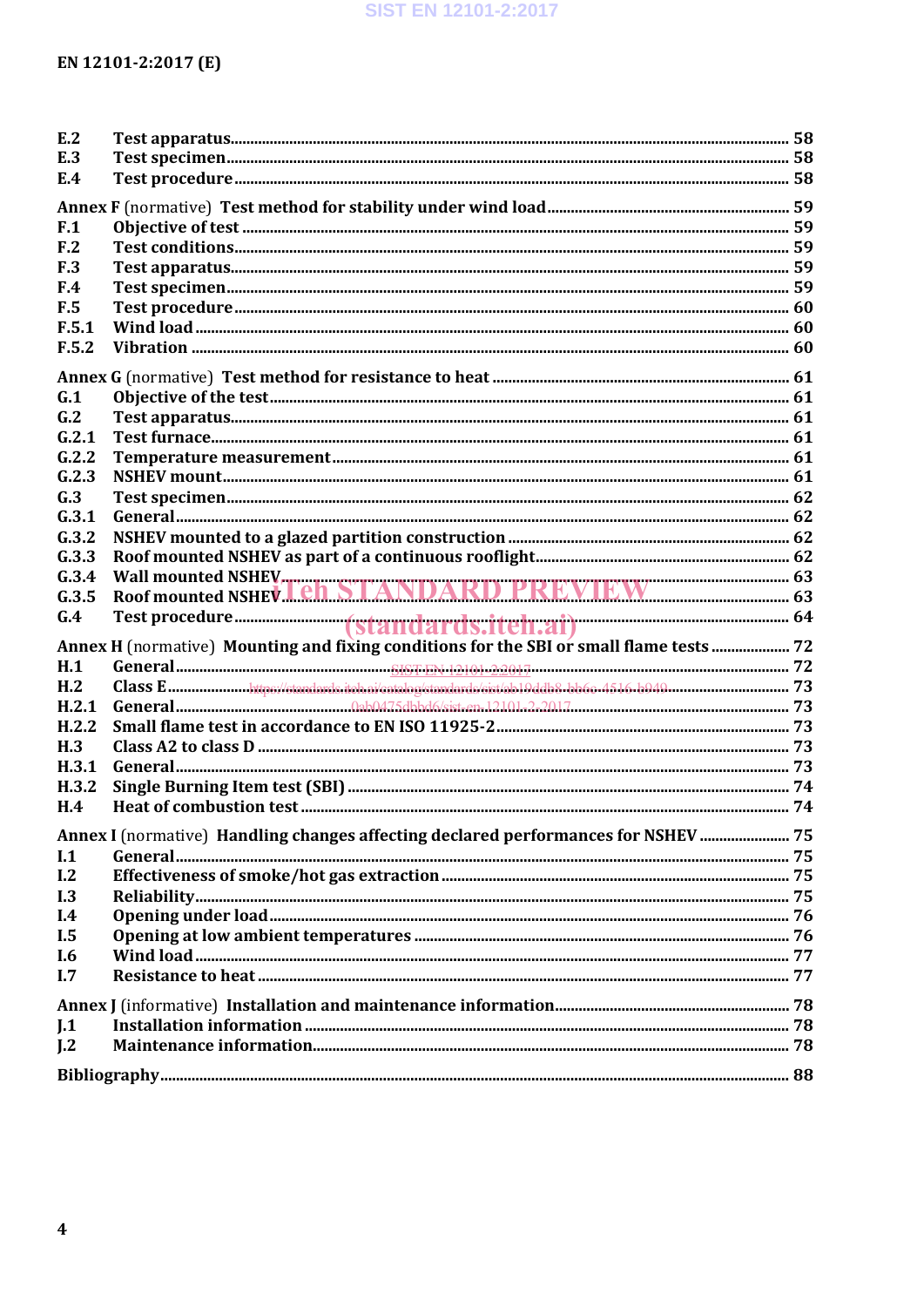E.2 Test apparatus ........ 58
E.3 Test specimen ........ 58
E.4 Test procedure ........ 58

**Annex F** (normative) **Test method for stability under wind load** ........ 59
F.1 Objective of test ........ 59
F.2 Test conditions ........ 59
F.3 Test apparatus ........ 59
F.4 Test specimen ........ 59
F.5 Test procedure ........ 60
F.5.1 Wind load ........ 60
F.5.2 Vibration ........ 60

**Annex G** (normative) **Test method for resistance to heat** ........ 61
G.1 Objective of the test ........ 61
G.2 Test apparatus ........ 61
G.2.1 Test furnace ........ 61
G.2.2 Temperature measurement ........ 61
G.2.3 NSHEV mount ........ 61
G.3 Test specimen ........ 62
G.3.1 General ........ 62
G.3.2 NSHEV mounted to a glazed partition construction ........ 62
G.3.3 Roof mounted NSHEV as part of a continuous rooflight ........ 62
G.3.4 Wall mounted NSHEV ........ 63
G.3.5 Roof mounted NSHEV ........ 63
G.4 Test procedure ........ 64

**Annex H** (normative) **Mounting and fixing conditions for the SBI or small flame tests** ........ 72
H.1 General ........ 72
H.2 Class E ........ 73
H.2.1 General ........ 73
H.2.2 Small flame test in accordance to EN ISO 11925-2 ........ 73
H.3 Class A2 to class D ........ 73
H.3.1 General ........ 73
H.3.2 Single Burning Item test (SBI) ........ 74
H.4 Heat of combustion test ........ 74

**Annex I** (normative) **Handling changes affecting declared performances for NSHEV** ........ 75
I.1 General ........ 75
I.2 Effectiveness of smoke/hot gas extraction ........ 75
I.3 Reliability ........ 75
I.4 Opening under load ........ 76
I.5 Opening at low ambient temperatures ........ 76
I.6 Wind load ........ 77
I.7 Resistance to heat ........ 77

**Annex J** (informative) **Installation and maintenance information** ........ 78
J.1 Installation information ........ 78
J.2 Maintenance information ........ 78

**Bibliography** ........ 88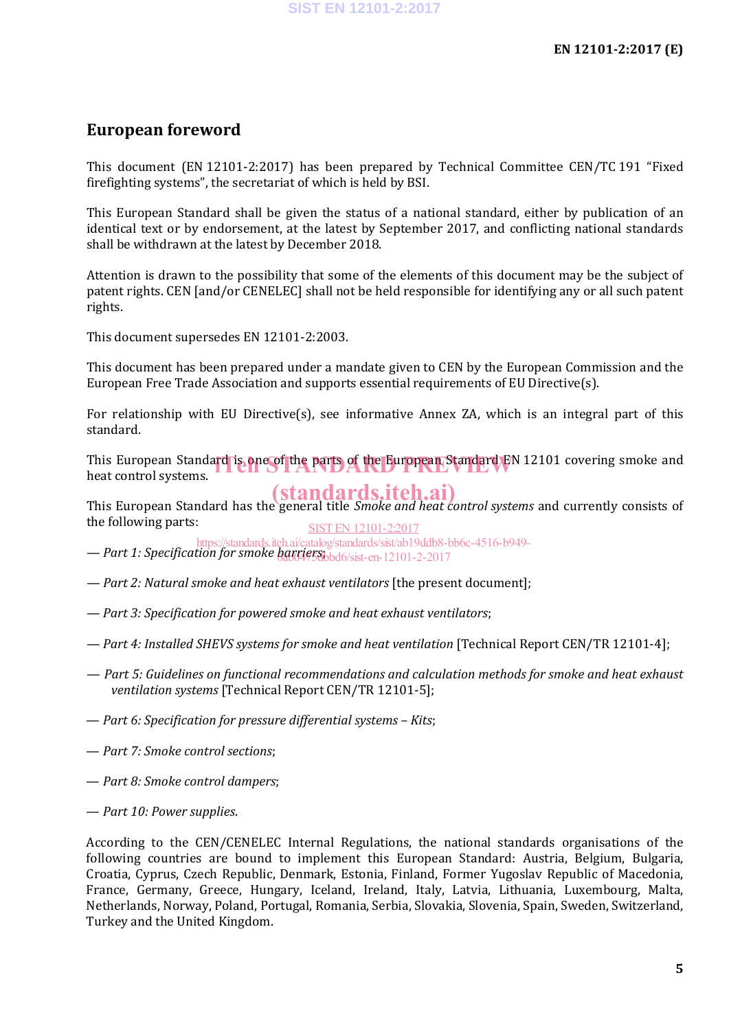# European foreword

This document (EN 12101-2:2017) has been prepared by Technical Committee CEN/TC 191 "Fixed firefighting systems", the secretariat of which is held by BSI.

This European Standard shall be given the status of a national standard, either by publication of an identical text or by endorsement, at the latest by September 2017, and conflicting national standards shall be withdrawn at the latest by December 2018.

Attention is drawn to the possibility that some of the elements of this document may be the subject of patent rights. CEN [and/or CENELEC] shall not be held responsible for identifying any or all such patent rights.

This document supersedes EN 12101-2:2003.

This document has been prepared under a mandate given to CEN by the European Commission and the European Free Trade Association and supports essential requirements of EU Directive(s).

For relationship with EU Directive(s), see informative Annex ZA, which is an integral part of this standard.

This European Standard is one of the parts of the European Standard EN 12101 covering smoke and heat control systems.

This European Standard has the general title *Smoke and heat control systems* and currently consists of the following parts:

— *Part 1: Specification for smoke barriers*;

— *Part 2: Natural smoke and heat exhaust ventilators* [the present document];

— *Part 3: Specification for powered smoke and heat exhaust ventilators*;

— *Part 4: Installed SHEVS systems for smoke and heat ventilation* [Technical Report CEN/TR 12101-4];

— *Part 5: Guidelines on functional recommendations and calculation methods for smoke and heat exhaust ventilation systems* [Technical Report CEN/TR 12101-5];

— *Part 6: Specification for pressure differential systems – Kits*;

— *Part 7: Smoke control sections*;

— *Part 8: Smoke control dampers*;

— *Part 10: Power supplies*.

According to the CEN/CENELEC Internal Regulations, the national standards organisations of the following countries are bound to implement this European Standard: Austria, Belgium, Bulgaria, Croatia, Cyprus, Czech Republic, Denmark, Estonia, Finland, Former Yugoslav Republic of Macedonia, France, Germany, Greece, Hungary, Iceland, Ireland, Italy, Latvia, Lithuania, Luxembourg, Malta, Netherlands, Norway, Poland, Portugal, Romania, Serbia, Slovakia, Slovenia, Spain, Sweden, Switzerland, Turkey and the United Kingdom.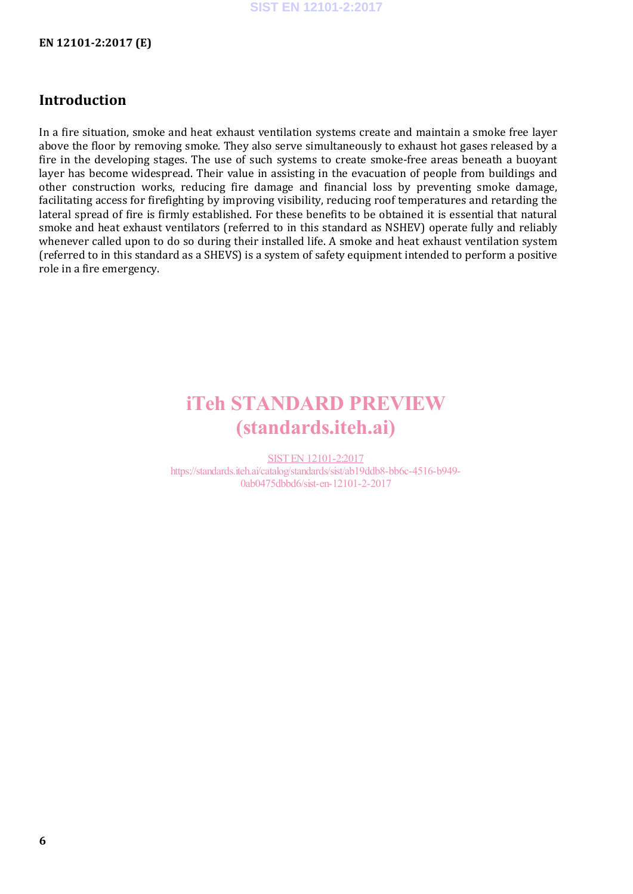## Introduction

In a fire situation, smoke and heat exhaust ventilation systems create and maintain a smoke free layer above the floor by removing smoke. They also serve simultaneously to exhaust hot gases released by a fire in the developing stages. The use of such systems to create smoke-free areas beneath a buoyant layer has become widespread. Their value in assisting in the evacuation of people from buildings and other construction works, reducing fire damage and financial loss by preventing smoke damage, facilitating access for firefighting by improving visibility, reducing roof temperatures and retarding the lateral spread of fire is firmly established. For these benefits to be obtained it is essential that natural smoke and heat exhaust ventilators (referred to in this standard as NSHEV) operate fully and reliably whenever called upon to do so during their installed life. A smoke and heat exhaust ventilation system (referred to in this standard as a SHEVS) is a system of safety equipment intended to perform a positive role in a fire emergency.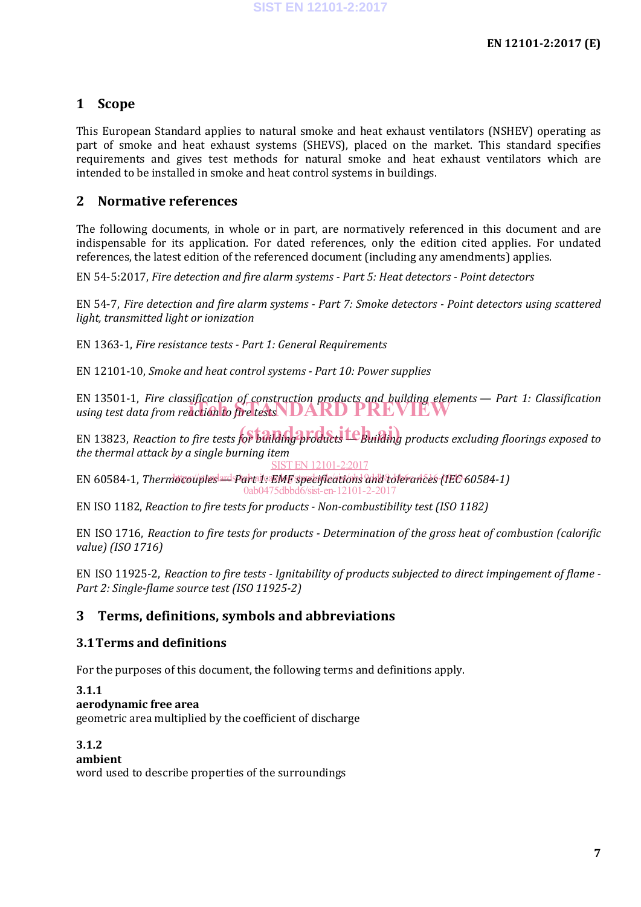## 1 Scope

This European Standard applies to natural smoke and heat exhaust ventilators (NSHEV) operating as part of smoke and heat exhaust systems (SHEVS), placed on the market. This standard specifies requirements and gives test methods for natural smoke and heat exhaust ventilators which are intended to be installed in smoke and heat control systems in buildings.

## 2 Normative references

The following documents, in whole or in part, are normatively referenced in this document and are indispensable for its application. For dated references, only the edition cited applies. For undated references, the latest edition of the referenced document (including any amendments) applies.

EN 54-5:2017, *Fire detection and fire alarm systems - Part 5: Heat detectors - Point detectors*

EN 54-7, *Fire detection and fire alarm systems - Part 7: Smoke detectors - Point detectors using scattered light, transmitted light or ionization*

EN 1363-1, *Fire resistance tests - Part 1: General Requirements*

EN 12101-10, *Smoke and heat control systems - Part 10: Power supplies*

EN 13501-1, *Fire classification of construction products and building elements — Part 1: Classification using test data from reaction to fire tests*

EN 13823, *Reaction to fire tests for building products — Building products excluding floorings exposed to the thermal attack by a single burning item*

EN 60584-1, *Thermocouples — Part 1: EMF specifications and tolerances (IEC 60584-1)*

EN ISO 1182, *Reaction to fire tests for products - Non-combustibility test (ISO 1182)*

EN ISO 1716, *Reaction to fire tests for products - Determination of the gross heat of combustion (calorific value) (ISO 1716)*

EN ISO 11925-2, *Reaction to fire tests - Ignitability of products subjected to direct impingement of flame - Part 2: Single-flame source test (ISO 11925-2)*

## 3 Terms, definitions, symbols and abbreviations

### 3.1 Terms and definitions

For the purposes of this document, the following terms and definitions apply.

**3.1.1**
**aerodynamic free area**
geometric area multiplied by the coefficient of discharge

**3.1.2**
**ambient**
word used to describe properties of the surroundings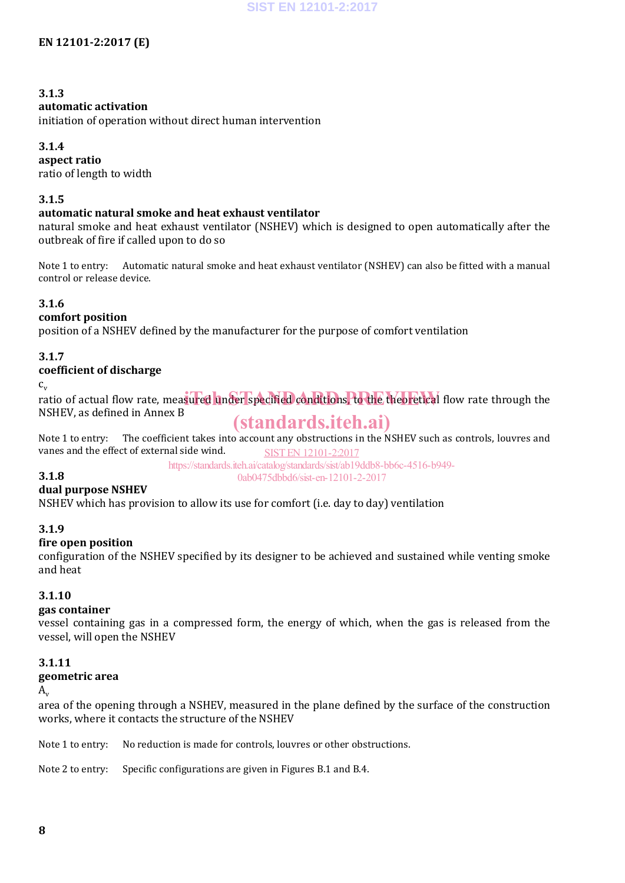### 3.1.3

**automatic activation**

initiation of operation without direct human intervention

### 3.1.4

**aspect ratio**

ratio of length to width

### 3.1.5

**automatic natural smoke and heat exhaust ventilator**

natural smoke and heat exhaust ventilator (NSHEV) which is designed to open automatically after the outbreak of fire if called upon to do so

Note 1 to entry: Automatic natural smoke and heat exhaust ventilator (NSHEV) can also be fitted with a manual control or release device.

### 3.1.6

**comfort position**

position of a NSHEV defined by the manufacturer for the purpose of comfort ventilation

### 3.1.7

**coefficient of discharge**

$c_v$

ratio of actual flow rate, measured under specified conditions, to the theoretical flow rate through the NSHEV, as defined in Annex B

Note 1 to entry: The coefficient takes into account any obstructions in the NSHEV such as controls, louvres and vanes and the effect of external side wind.

### 3.1.8

**dual purpose NSHEV**

NSHEV which has provision to allow its use for comfort (i.e. day to day) ventilation

### 3.1.9

**fire open position**

configuration of the NSHEV specified by its designer to be achieved and sustained while venting smoke and heat

### 3.1.10

**gas container**

vessel containing gas in a compressed form, the energy of which, when the gas is released from the vessel, will open the NSHEV

### 3.1.11

**geometric area**

$A_v$

area of the opening through a NSHEV, measured in the plane defined by the surface of the construction works, where it contacts the structure of the NSHEV

Note 1 to entry: No reduction is made for controls, louvres or other obstructions.

Note 2 to entry: Specific configurations are given in Figures B.1 and B.4.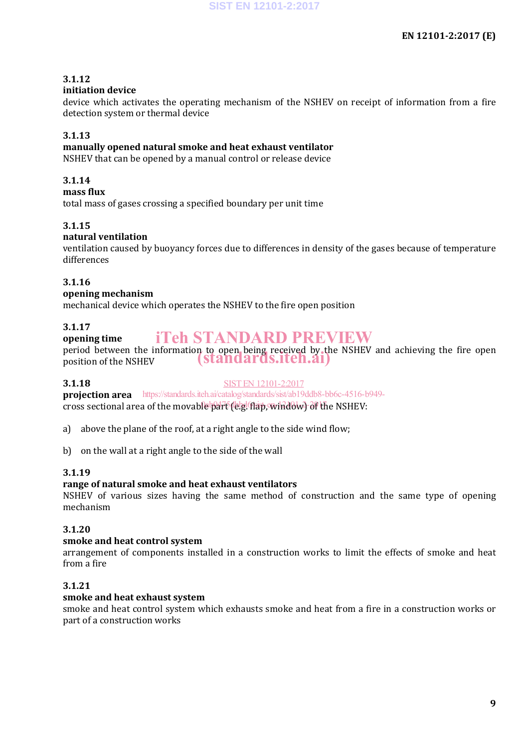**3.1.12**
**initiation device**
device which activates the operating mechanism of the NSHEV on receipt of information from a fire detection system or thermal device

**3.1.13**
**manually opened natural smoke and heat exhaust ventilator**
NSHEV that can be opened by a manual control or release device

**3.1.14**
**mass flux**
total mass of gases crossing a specified boundary per unit time

**3.1.15**
**natural ventilation**
ventilation caused by buoyancy forces due to differences in density of the gases because of temperature differences

**3.1.16**
**opening mechanism**
mechanical device which operates the NSHEV to the fire open position

**3.1.17**
**opening time**
period between the information to open being received by the NSHEV and achieving the fire open position of the NSHEV

**3.1.18**
**projection area**
cross sectional area of the movable part (e.g. flap, window) of the NSHEV:

a) above the plane of the roof, at a right angle to the side wind flow;

b) on the wall at a right angle to the side of the wall

**3.1.19**
**range of natural smoke and heat exhaust ventilators**
NSHEV of various sizes having the same method of construction and the same type of opening mechanism

**3.1.20**
**smoke and heat control system**
arrangement of components installed in a construction works to limit the effects of smoke and heat from a fire

**3.1.21**
**smoke and heat exhaust system**
smoke and heat control system which exhausts smoke and heat from a fire in a construction works or part of a construction works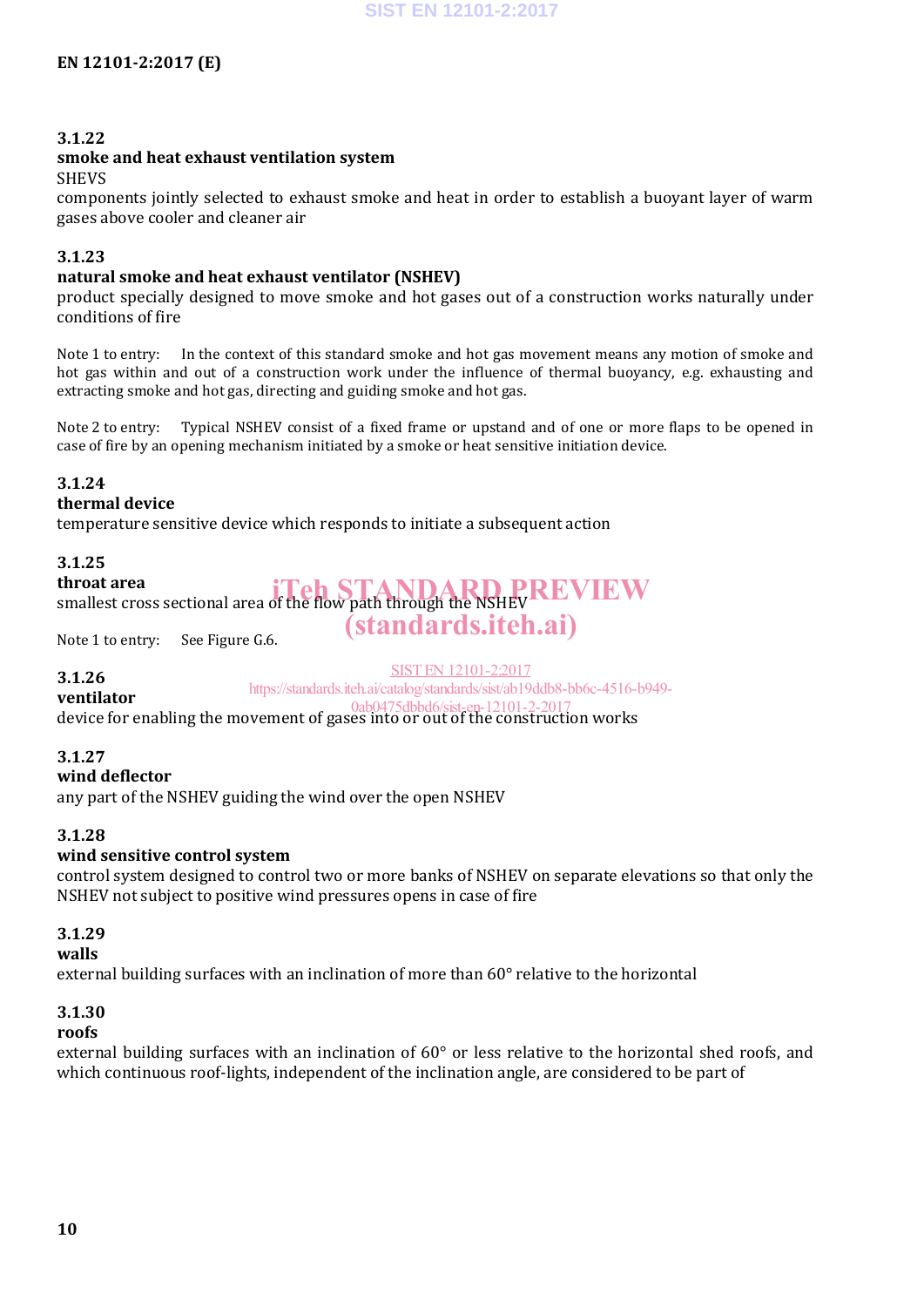**3.1.22**

**smoke and heat exhaust ventilation system**

SHEVS

components jointly selected to exhaust smoke and heat in order to establish a buoyant layer of warm gases above cooler and cleaner air

**3.1.23**

**natural smoke and heat exhaust ventilator (NSHEV)**

product specially designed to move smoke and hot gases out of a construction works naturally under conditions of fire

Note 1 to entry: In the context of this standard smoke and hot gas movement means any motion of smoke and hot gas within and out of a construction work under the influence of thermal buoyancy, e.g. exhausting and extracting smoke and hot gas, directing and guiding smoke and hot gas.

Note 2 to entry: Typical NSHEV consist of a fixed frame or upstand and of one or more flaps to be opened in case of fire by an opening mechanism initiated by a smoke or heat sensitive initiation device.

**3.1.24**

**thermal device**

temperature sensitive device which responds to initiate a subsequent action

**3.1.25**

**throat area**

smallest cross sectional area of the flow path through the NSHEV

Note 1 to entry: See Figure G.6.

**3.1.26**

**ventilator**

device for enabling the movement of gases into or out of the construction works

**3.1.27**

**wind deflector**

any part of the NSHEV guiding the wind over the open NSHEV

**3.1.28**

**wind sensitive control system**

control system designed to control two or more banks of NSHEV on separate elevations so that only the NSHEV not subject to positive wind pressures opens in case of fire

**3.1.29**

**walls**

external building surfaces with an inclination of more than 60° relative to the horizontal

**3.1.30**

**roofs**

external building surfaces with an inclination of 60° or less relative to the horizontal shed roofs, and which continuous roof-lights, independent of the inclination angle, are considered to be part of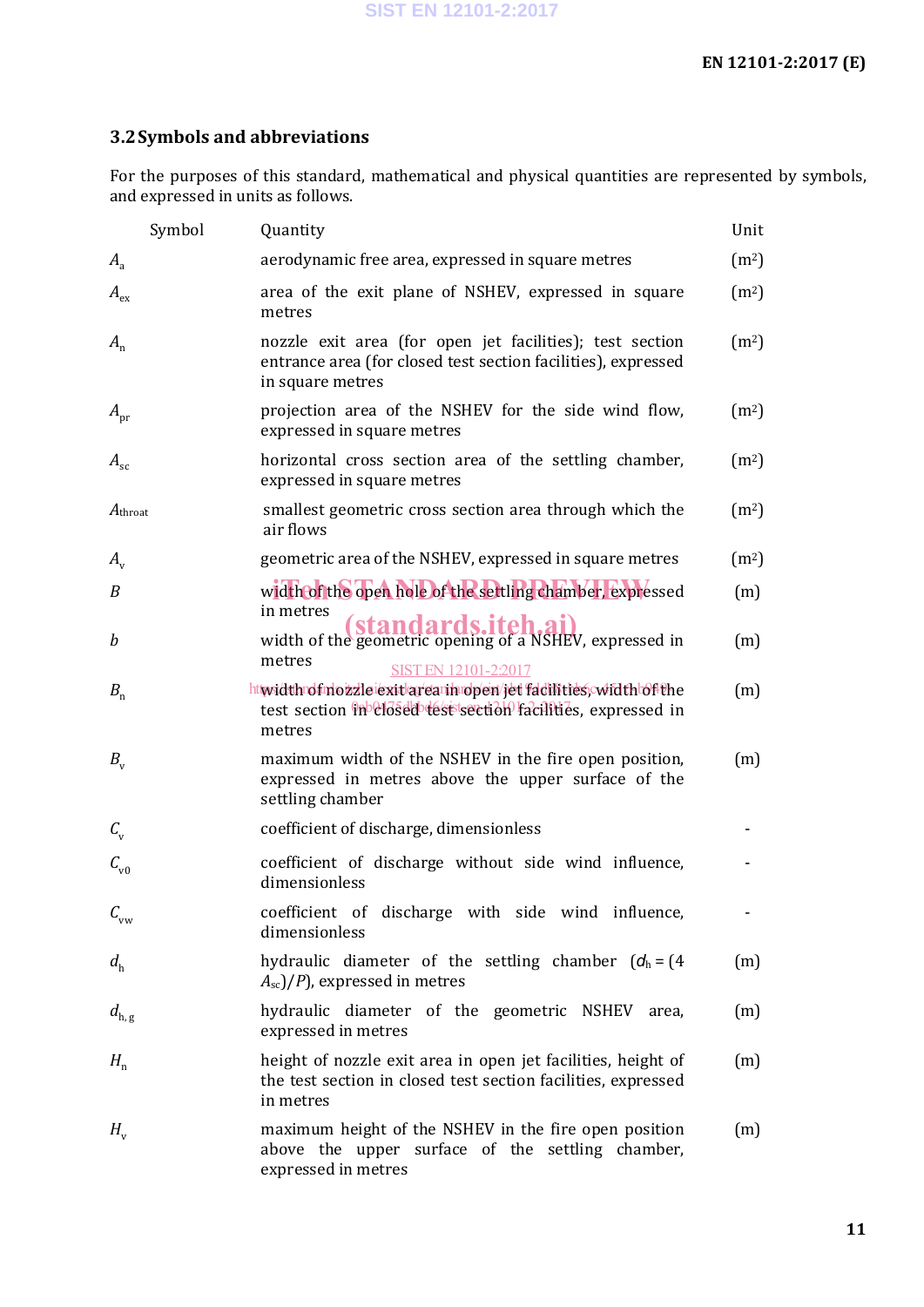## 3.2 Symbols and abbreviations

For the purposes of this standard, mathematical and physical quantities are represented by symbols, and expressed in units as follows.

| Symbol | Quantity | Unit |
|---|---|---|
| $A_a$ | aerodynamic free area, expressed in square metres | ($m^2$) |
| $A_{ex}$ | area of the exit plane of NSHEV, expressed in square metres | ($m^2$) |
| $A_n$ | nozzle exit area (for open jet facilities); test section entrance area (for closed test section facilities), expressed in square metres | ($m^2$) |
| $A_{pr}$ | projection area of the NSHEV for the side wind flow, expressed in square metres | ($m^2$) |
| $A_{sc}$ | horizontal cross section area of the settling chamber, expressed in square metres | ($m^2$) |
| $A_{throat}$ | smallest geometric cross section area through which the air flows | ($m^2$) |
| $A_v$ | geometric area of the NSHEV, expressed in square metres | ($m^2$) |
| $B$ | width of the open hole of the settling chamber, expressed in metres | (m) |
| $b$ | width of the geometric opening of a NSHEV, expressed in metres | (m) |
| $B_n$ | width of nozzle exit area in open jet facilities, width of the test section in closed test section facilities, expressed in metres | (m) |
| $B_v$ | maximum width of the NSHEV in the fire open position, expressed in metres above the upper surface of the settling chamber | (m) |
| $C_v$ | coefficient of discharge, dimensionless | - |
| $C_{v0}$ | coefficient of discharge without side wind influence, dimensionless | - |
| $C_{vw}$ | coefficient of discharge with side wind influence, dimensionless | - |
| $d_h$ | hydraulic diameter of the settling chamber ($d_h = (4 A_{sc})/P$), expressed in metres | (m) |
| $d_{h,g}$ | hydraulic diameter of the geometric NSHEV area, expressed in metres | (m) |
| $H_n$ | height of nozzle exit area in open jet facilities, height of the test section in closed test section facilities, expressed in metres | (m) |
| $H_v$ | maximum height of the NSHEV in the fire open position above the upper surface of the settling chamber, expressed in metres | (m) |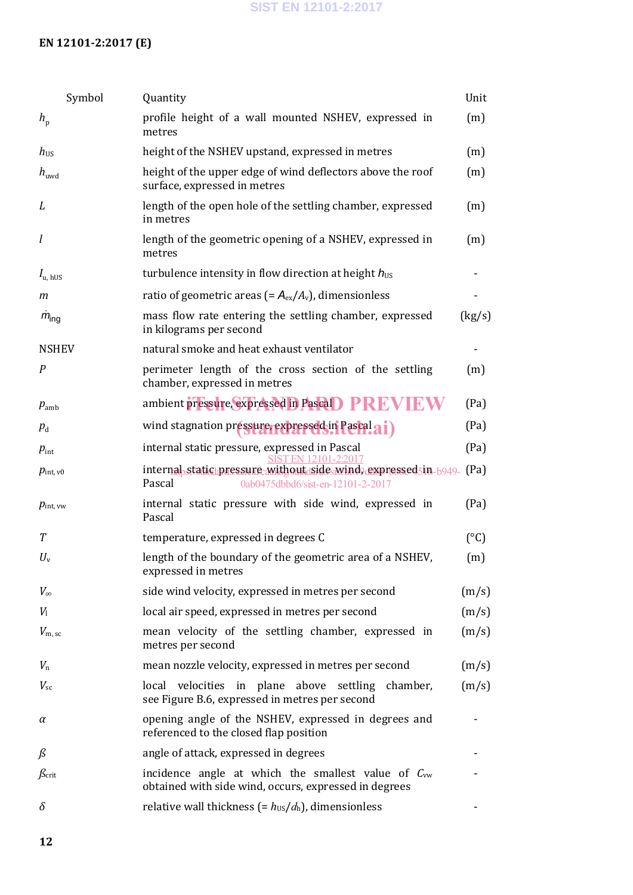| Symbol | Quantity | Unit |
|---|---|---|
| $h_p$ | profile height of a wall mounted NSHEV, expressed in metres | (m) |
| $h_{US}$ | height of the NSHEV upstand, expressed in metres | (m) |
| $h_{uwd}$ | height of the upper edge of wind deflectors above the roof surface, expressed in metres | (m) |
| $L$ | length of the open hole of the settling chamber, expressed in metres | (m) |
| $l$ | length of the geometric opening of a NSHEV, expressed in metres | (m) |
| $I_{u,\,hUS}$ | turbulence intensity in flow direction at height $h_{US}$ | - |
| $m$ | ratio of geometric areas (= $A_{ex}/A_v$), dimensionless | - |
| $\dot{m}_{ing}$ | mass flow rate entering the settling chamber, expressed in kilograms per second | (kg/s) |
| NSHEV | natural smoke and heat exhaust ventilator | - |
| $P$ | perimeter length of the cross section of the settling chamber, expressed in metres | (m) |
| $p_{amb}$ | ambient pressure, expressed in Pascal | (Pa) |
| $p_d$ | wind stagnation pressure, expressed in Pascal | (Pa) |
| $p_{int}$ | internal static pressure, expressed in Pascal | (Pa) |
| $p_{int,\,v0}$ | internal static pressure without side wind, expressed in Pascal | (Pa) |
| $p_{int,\,vw}$ | internal static pressure with side wind, expressed in Pascal | (Pa) |
| $T$ | temperature, expressed in degrees C | (°C) |
| $U_v$ | length of the boundary of the geometric area of a NSHEV, expressed in metres | (m) |
| $V_\infty$ | side wind velocity, expressed in metres per second | (m/s) |
| $V_l$ | local air speed, expressed in metres per second | (m/s) |
| $V_{m,\,sc}$ | mean velocity of the settling chamber, expressed in metres per second | (m/s) |
| $V_n$ | mean nozzle velocity, expressed in metres per second | (m/s) |
| $V_{sc}$ | local velocities in plane above settling chamber, see Figure B.6, expressed in metres per second | (m/s) |
| $\alpha$ | opening angle of the NSHEV, expressed in degrees and referenced to the closed flap position | - |
| $\beta$ | angle of attack, expressed in degrees | - |
| $\beta_{crit}$ | incidence angle at which the smallest value of $C_{vw}$ obtained with side wind, occurs, expressed in degrees | - |
| $\delta$ | relative wall thickness (= $h_{US}/d_h$), dimensionless | - |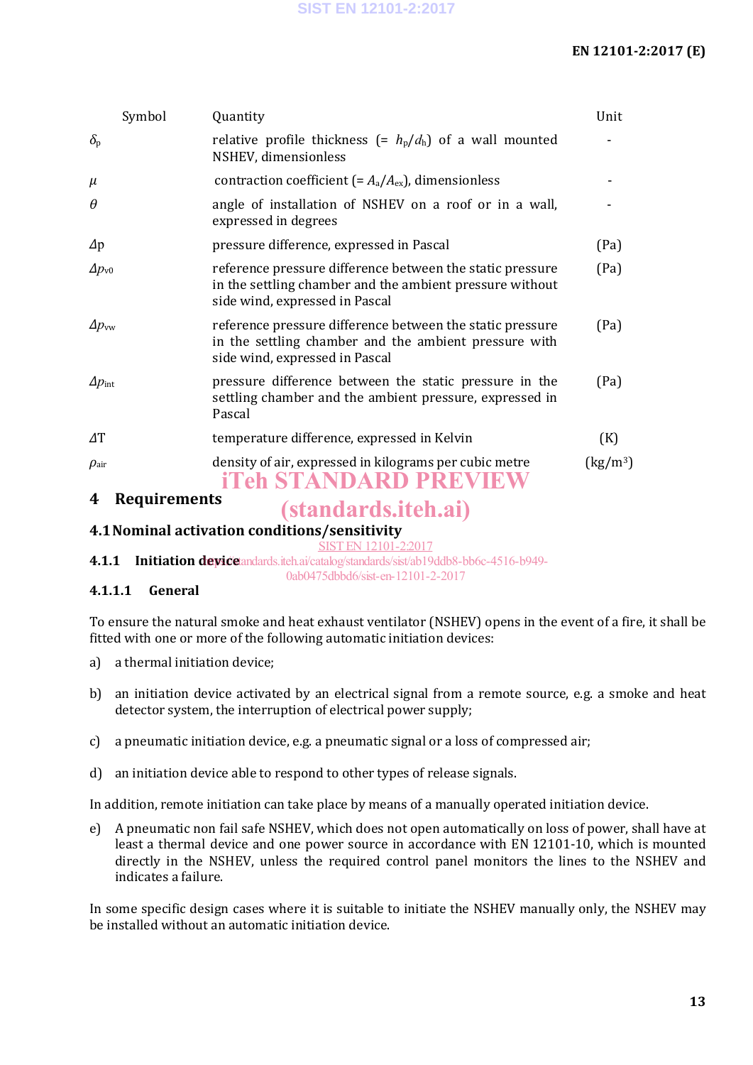| Symbol | Quantity | Unit |
| --- | --- | --- |
| $\delta_p$ | relative profile thickness (= $h_p/d_h$) of a wall mounted NSHEV, dimensionless | - |
| $\mu$ | contraction coefficient (= $A_a/A_{ex}$), dimensionless | - |
| $\theta$ | angle of installation of NSHEV on a roof or in a wall, expressed in degrees | - |
| $\Delta p$ | pressure difference, expressed in Pascal | (Pa) |
| $\Delta p_{v0}$ | reference pressure difference between the static pressure in the settling chamber and the ambient pressure without side wind, expressed in Pascal | (Pa) |
| $\Delta p_{vw}$ | reference pressure difference between the static pressure in the settling chamber and the ambient pressure with side wind, expressed in Pascal | (Pa) |
| $\Delta p_{int}$ | pressure difference between the static pressure in the settling chamber and the ambient pressure, expressed in Pascal | (Pa) |
| $\Delta T$ | temperature difference, expressed in Kelvin | (K) |
| $\rho_{air}$ | density of air, expressed in kilograms per cubic metre | (kg/m$^3$) |

# 4 Requirements

## 4.1 Nominal activation conditions/sensitivity

### 4.1.1 Initiation device

#### 4.1.1.1 General

To ensure the natural smoke and heat exhaust ventilator (NSHEV) opens in the event of a fire, it shall be fitted with one or more of the following automatic initiation devices:

a) a thermal initiation device;

b) an initiation device activated by an electrical signal from a remote source, e.g. a smoke and heat detector system, the interruption of electrical power supply;

c) a pneumatic initiation device, e.g. a pneumatic signal or a loss of compressed air;

d) an initiation device able to respond to other types of release signals.

In addition, remote initiation can take place by means of a manually operated initiation device.

e) A pneumatic non fail safe NSHEV, which does not open automatically on loss of power, shall have at least a thermal device and one power source in accordance with EN 12101-10, which is mounted directly in the NSHEV, unless the required control panel monitors the lines to the NSHEV and indicates a failure.

In some specific design cases where it is suitable to initiate the NSHEV manually only, the NSHEV may be installed without an automatic initiation device.